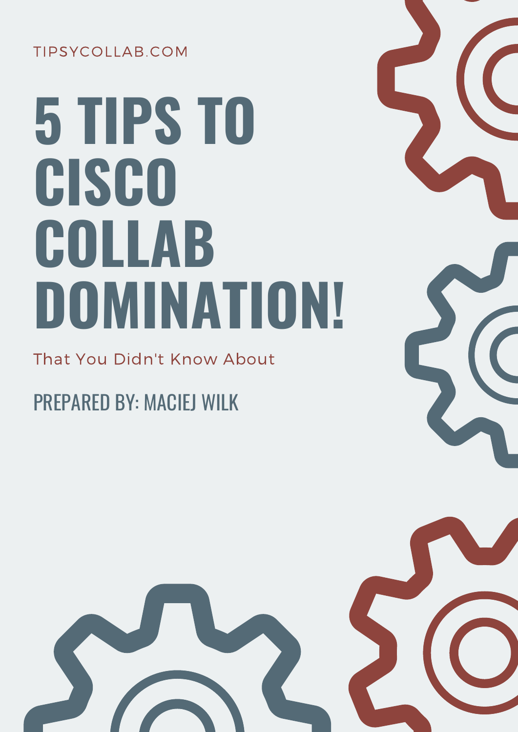TIPSYCOLLAB.COM

# 5 TIPS TO CISCO COLLAB DOMINATION!

That You Didn't Know About

PREPARED BY: MACIEJ WILK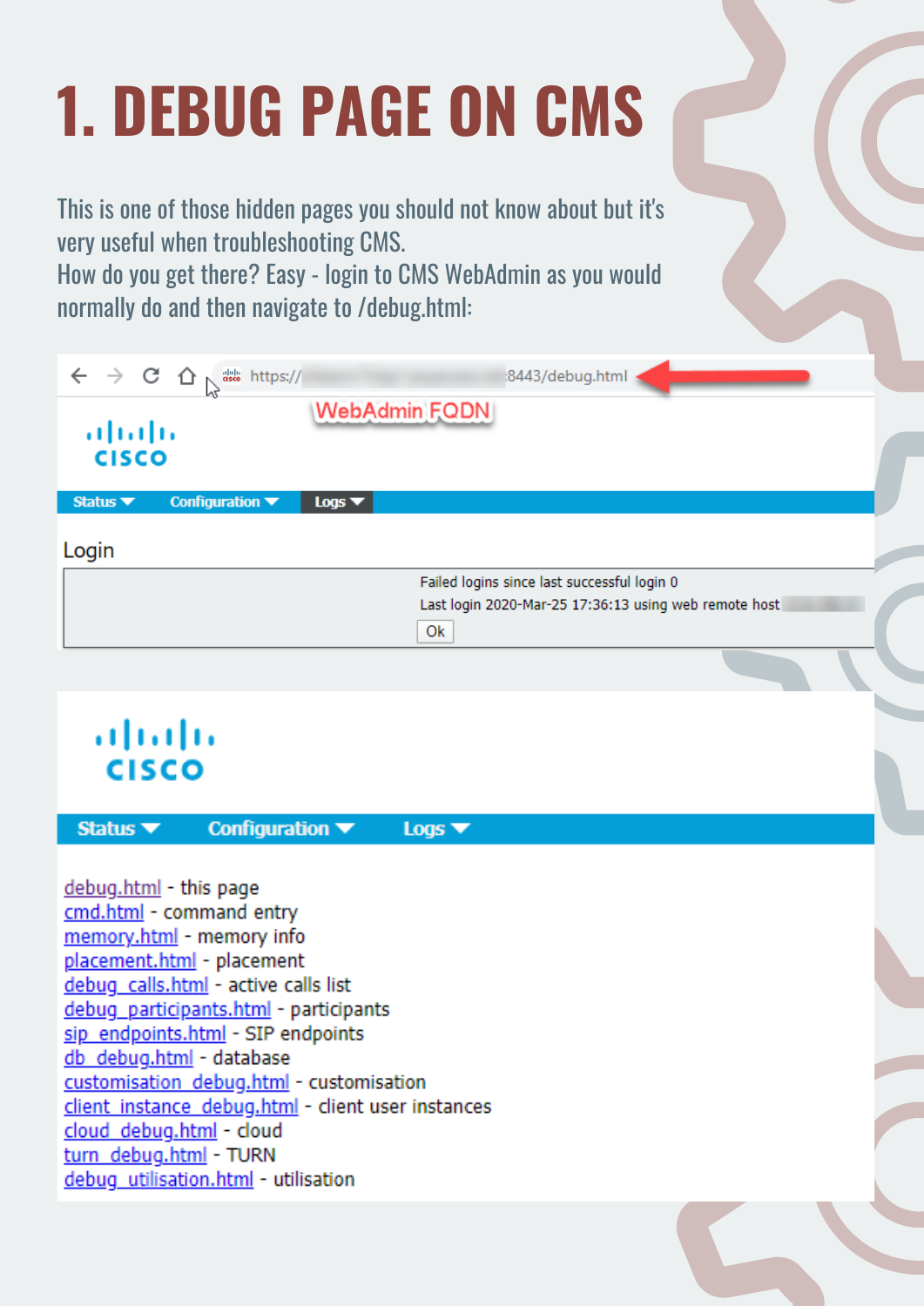# 1. DEBUG PAGE ON CMS

This is one of those hidden pages you should not know about but it's very useful when troubleshooting CMS.
How do you get there? Easy - login to CMS WebAdmin as you would normally do and then navigate to /debug.html:

https://[WebAdmin FQDN]:8443/debug.html

WebAdmin FQDN

Status ▾ Configuration ▾ Logs ▾

Login

Failed logins since last successful login 0
Last login 2020-Mar-25 17:36:13 using web remote host

Ok

Status ▾ Configuration ▾ Logs ▾

- debug.html - this page
- cmd.html - command entry
- memory.html - memory info
- placement.html - placement
- debug_calls.html - active calls list
- debug_participants.html - participants
- sip_endpoints.html - SIP endpoints
- db_debug.html - database
- customisation_debug.html - customisation
- client_instance_debug.html - client user instances
- cloud_debug.html - cloud
- turn_debug.html - TURN
- debug_utilisation.html - utilisation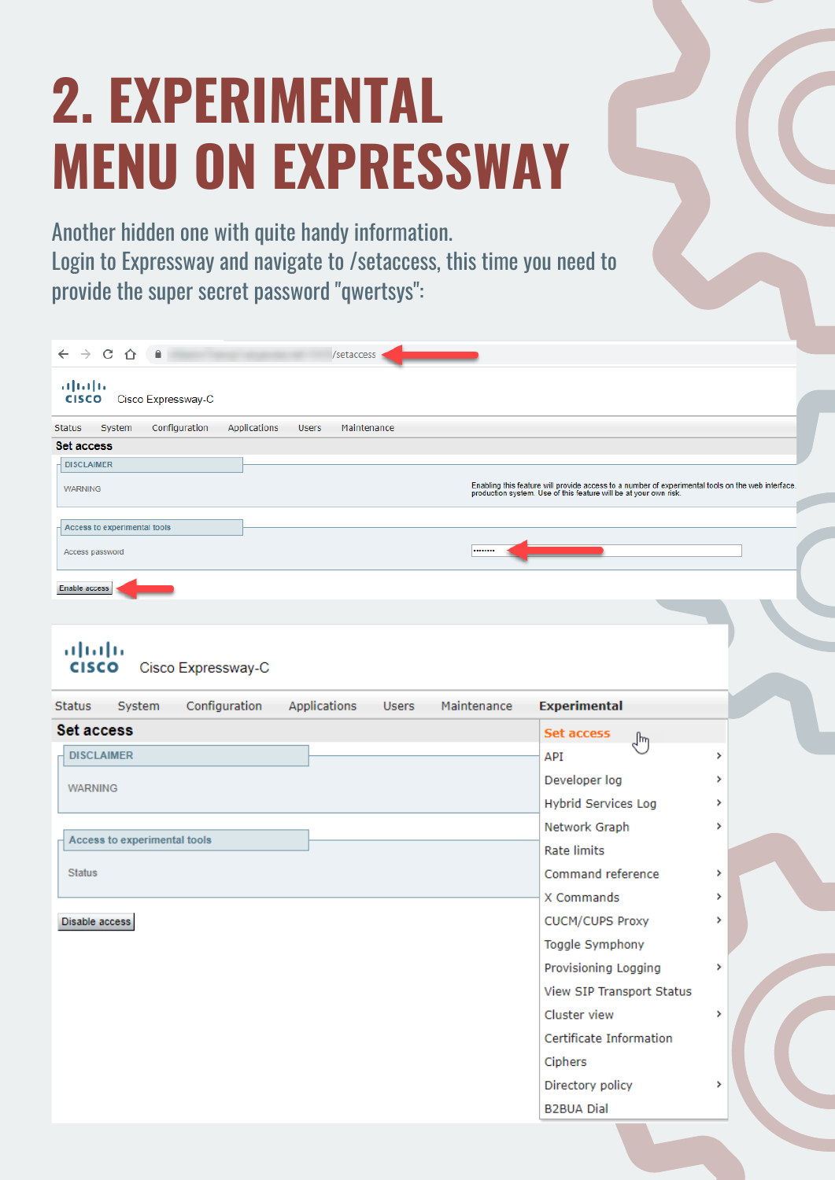# 2. EXPERIMENTAL MENU ON EXPRESSWAY

Another hidden one with quite handy information.
Login to Expressway and navigate to /setaccess, this time you need to provide the super secret password "qwertsys":

/setaccess

Cisco Expressway-C

Status System Configuration Applications Users Maintenance

**Set access**

DISCLAIMER

WARNING — Enabling this feature will provide access to a number of experimental tools on the web interface. production system. Use of this feature will be at your own risk.

Access to experimental tools

Access password ········

Enable access

Cisco Expressway-C

Status System Configuration Applications Users Maintenance **Experimental**

**Set access**

DISCLAIMER

WARNING

Access to experimental tools

Status

Disable access

- Set access
- API
- Developer log
- Hybrid Services Log
- Network Graph
- Rate limits
- Command reference
- X Commands
- CUCM/CUPS Proxy
- Toggle Symphony
- Provisioning Logging
- View SIP Transport Status
- Cluster view
- Certificate Information
- Ciphers
- Directory policy
- B2BUA Dial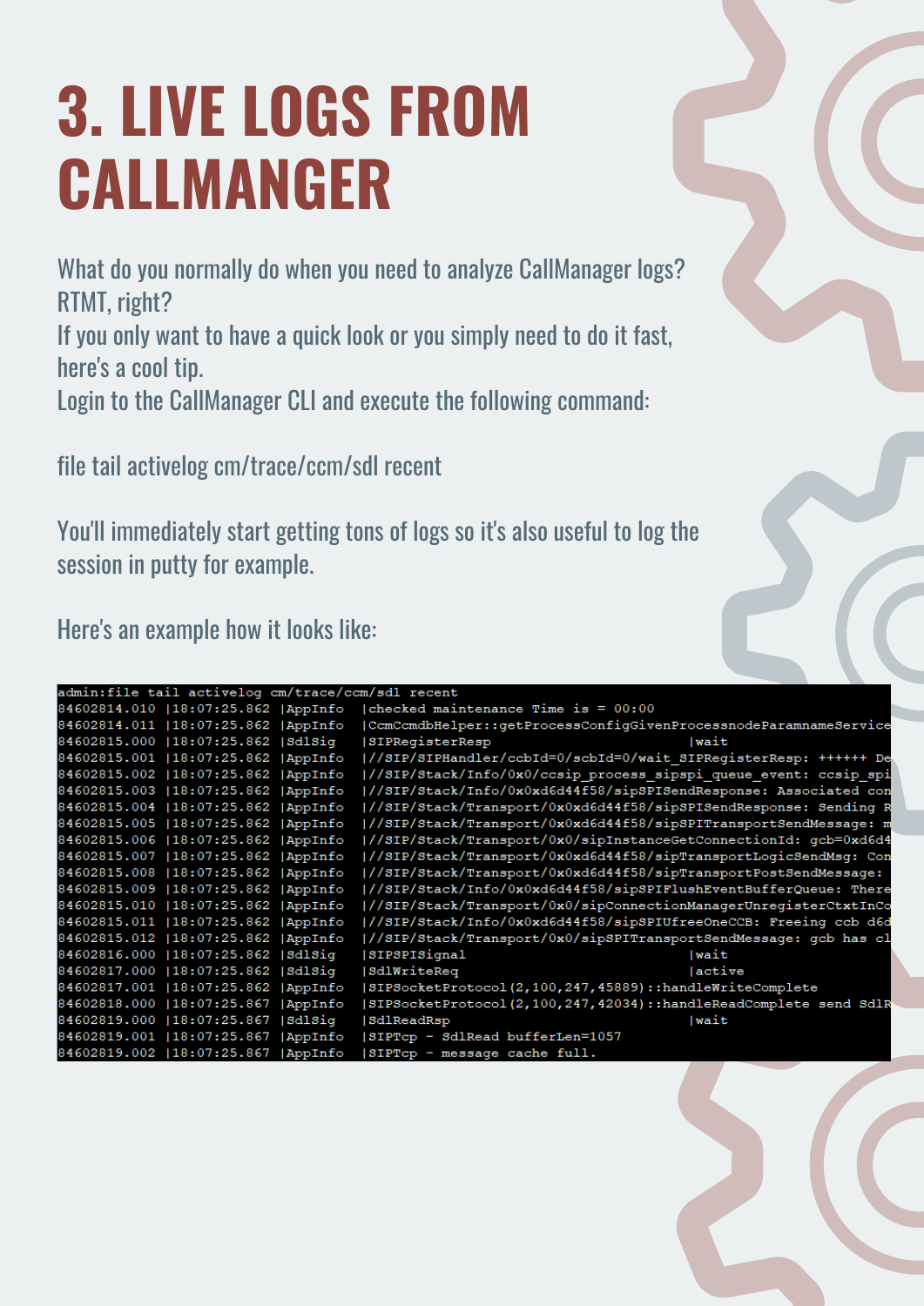# 3. LIVE LOGS FROM CALLMANGER

What do you normally do when you need to analyze CallManager logs? RTMT, right?
If you only want to have a quick look or you simply need to do it fast, here's a cool tip.
Login to the CallManager CLI and execute the following command:

file tail activelog cm/trace/ccm/sdl recent

You'll immediately start getting tons of logs so it's also useful to log the session in putty for example.

Here's an example how it looks like:

```
admin:file tail activelog cm/trace/ccm/sdl recent
84602814.010 |18:07:25.862 |AppInfo  |checked maintenance Time is = 00:00
84602814.011 |18:07:25.862 |AppInfo  |CcmCcmdbHelper::getProcessConfigGivenProcessnodeParamnameService
84602815.000 |18:07:25.862 |SdlSig   |SIPRegisterResp                          |wait
84602815.001 |18:07:25.862 |AppInfo  |//SIP/SIPHandler/ccbId=0/scbId=0/wait_SIPRegisterResp: ++++++ De
84602815.002 |18:07:25.862 |AppInfo  |//SIP/Stack/Info/0x0/ccsip_process_sipspi_queue_event: ccsip_spi
84602815.003 |18:07:25.862 |AppInfo  |//SIP/Stack/Info/0x0d6d44f58/sipSPISendResponse: Associated con
84602815.004 |18:07:25.862 |AppInfo  |//SIP/Stack/Transport/0x0d6d44f58/sipSPISendResponse: Sending R
84602815.005 |18:07:25.862 |AppInfo  |//SIP/Stack/Transport/0x0d6d44f58/sipSPITransportSendMessage: m
84602815.006 |18:07:25.862 |AppInfo  |//SIP/Stack/Transport/0x0/sipInstanceGetConnectionId: gcb=0xd6d4
84602815.007 |18:07:25.862 |AppInfo  |//SIP/Stack/Transport/0x0d6d44f58/sipTransportLogicSendMsg: Con
84602815.008 |18:07:25.862 |AppInfo  |//SIP/Stack/Transport/0x0d6d44f58/sipTransportPostSendMessage:
84602815.009 |18:07:25.862 |AppInfo  |//SIP/Stack/Info/0x0d6d44f58/sipSPIFlushEventBufferQueue: There
84602815.010 |18:07:25.862 |AppInfo  |//SIP/Stack/Transport/0x0/sipConnectionManagerUnregisterCtxtInCo
84602815.011 |18:07:25.862 |AppInfo  |//SIP/Stack/Info/0x0d6d44f58/sipSPIUfreeOneCCB: Freeing ccb d6d
84602815.012 |18:07:25.862 |AppInfo  |//SIP/Stack/Transport/0x0/sipSPITransportSendMessage: gcb has cl
84602816.000 |18:07:25.862 |SdlSig   |SIPSPISignal                             |wait
84602817.000 |18:07:25.862 |SdlSig   |SdlWriteReq                              |active
84602817.001 |18:07:25.862 |AppInfo  |SIPSocketProtocol(2,100,247,45889)::handleWriteComplete
84602818.000 |18:07:25.867 |AppInfo  |SIPSocketProtocol(2,100,247,42034)::handleReadComplete send SdlR
84602819.000 |18:07:25.867 |SdlSig   |SdlReadRsp                               |wait
84602819.001 |18:07:25.867 |AppInfo  |SIPTcp - SdlRead bufferLen=1057
84602819.002 |18:07:25.867 |AppInfo  |SIPTcp - message cache full.
```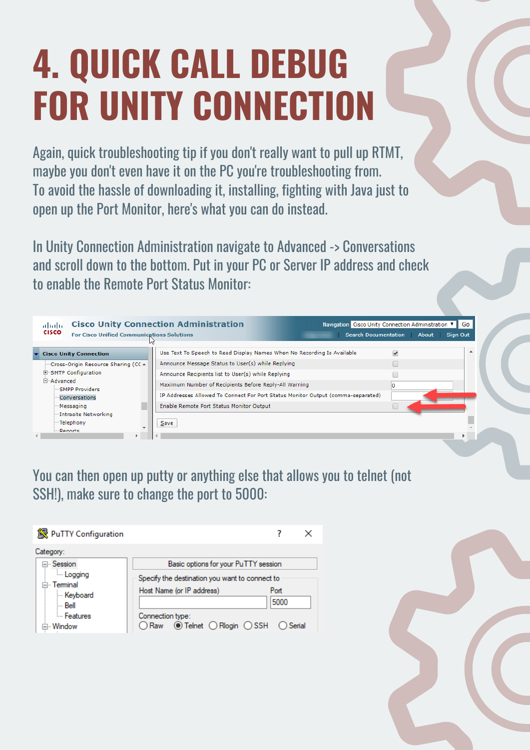# 4. QUICK CALL DEBUG FOR UNITY CONNECTION

Again, quick troubleshooting tip if you don't really want to pull up RTMT, maybe you don't even have it on the PC you're troubleshooting from. To avoid the hassle of downloading it, installing, fighting with Java just to open up the Port Monitor, here's what you can do instead.

In Unity Connection Administration navigate to Advanced -> Conversations and scroll down to the bottom. Put in your PC or Server IP address and check to enable the Remote Port Status Monitor:

You can then open up putty or anything else that allows you to telnet (not SSH!), make sure to change the port to 5000: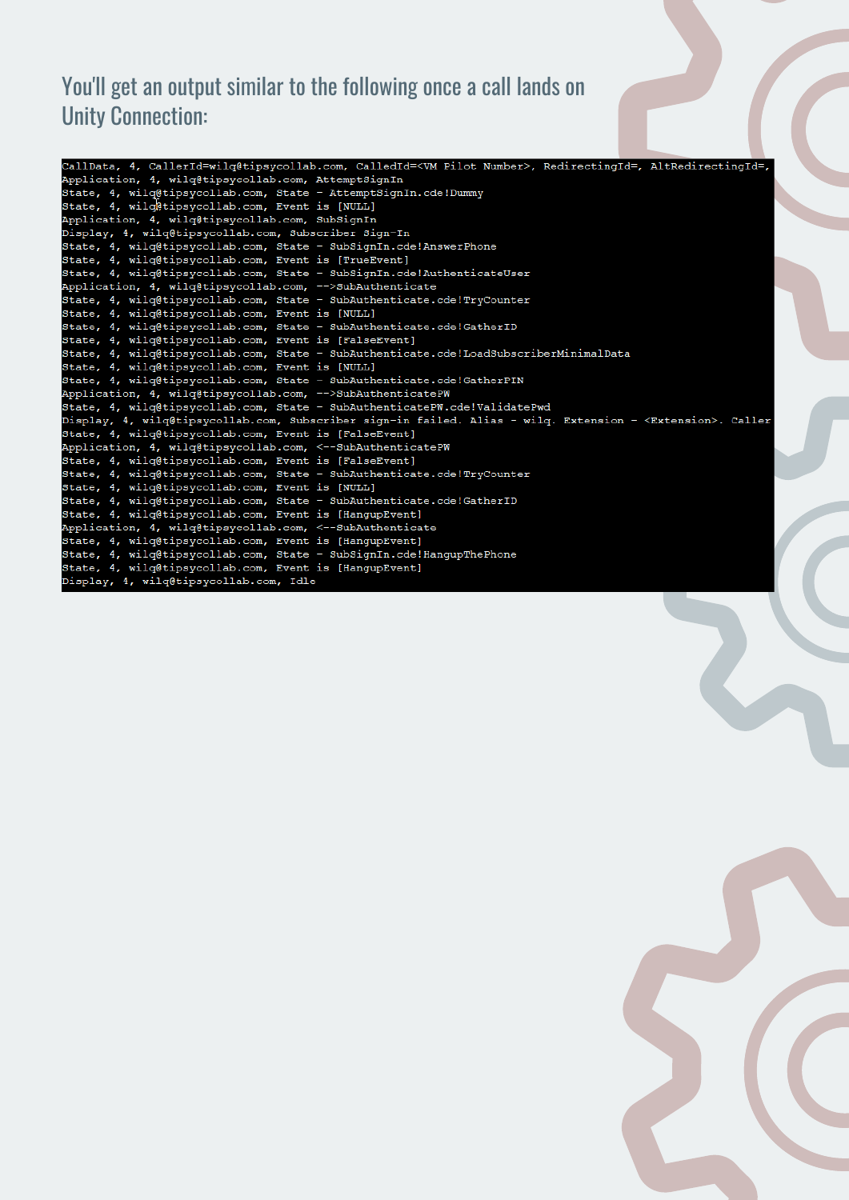## You'll get an output similar to the following once a call lands on Unity Connection:

```
CallData, 4, CallerId=wilq@tipsycollab.com, CalledId=<VM Pilot Number>, RedirectingId=, AltRedirectingId=,
Application, 4, wilq@tipsycollab.com, AttemptSignIn
State, 4, wilq@tipsycollab.com, State - AttemptSignIn.cde!Dummy
State, 4, wilq@tipsycollab.com, Event is [NULL]
Application, 4, wilq@tipsycollab.com, SubSignIn
Display, 4, wilq@tipsycollab.com, Subscriber Sign-In
State, 4, wilq@tipsycollab.com, State - SubSignIn.cde!AnswerPhone
State, 4, wilq@tipsycollab.com, Event is [TrueEvent]
State, 4, wilq@tipsycollab.com, State - SubSignIn.cde!AuthenticateUser
Application, 4, wilq@tipsycollab.com, -->SubAuthenticate
State, 4, wilq@tipsycollab.com, State - SubAuthenticate.cde!TryCounter
State, 4, wilq@tipsycollab.com, Event is [NULL]
State, 4, wilq@tipsycollab.com, State - SubAuthenticate.cde!GatherID
State, 4, wilq@tipsycollab.com, Event is [FalseEvent]
State, 4, wilq@tipsycollab.com, State - SubAuthenticate.cde!LoadSubscriberMinimalData
State, 4, wilq@tipsycollab.com, Event is [NULL]
State, 4, wilq@tipsycollab.com, State - SubAuthenticate.cde!GatherPIN
Application, 4, wilq@tipsycollab.com, -->SubAuthenticatePW
State, 4, wilq@tipsycollab.com, State - SubAuthenticatePW.cde!ValidatePwd
Display, 4, wilq@tipsycollab.com, Subscriber sign-in failed. Alias - wilq. Extension - <Extension>. Caller
State, 4, wilq@tipsycollab.com, Event is [FalseEvent]
Application, 4, wilq@tipsycollab.com, <--SubAuthenticatePW
State, 4, wilq@tipsycollab.com, Event is [FalseEvent]
State, 4, wilq@tipsycollab.com, State - SubAuthenticate.cde!TryCounter
State, 4, wilq@tipsycollab.com, Event is [NULL]
State, 4, wilq@tipsycollab.com, State - SubAuthenticate.cde!GatherID
State, 4, wilq@tipsycollab.com, Event is [HangupEvent]
Application, 4, wilq@tipsycollab.com, <--SubAuthenticate
State, 4, wilq@tipsycollab.com, Event is [HangupEvent]
State, 4, wilq@tipsycollab.com, State - SubSignIn.cde!HangupThePhone
State, 4, wilq@tipsycollab.com, Event is [HangupEvent]
Display, 4, wilq@tipsycollab.com, Idle
```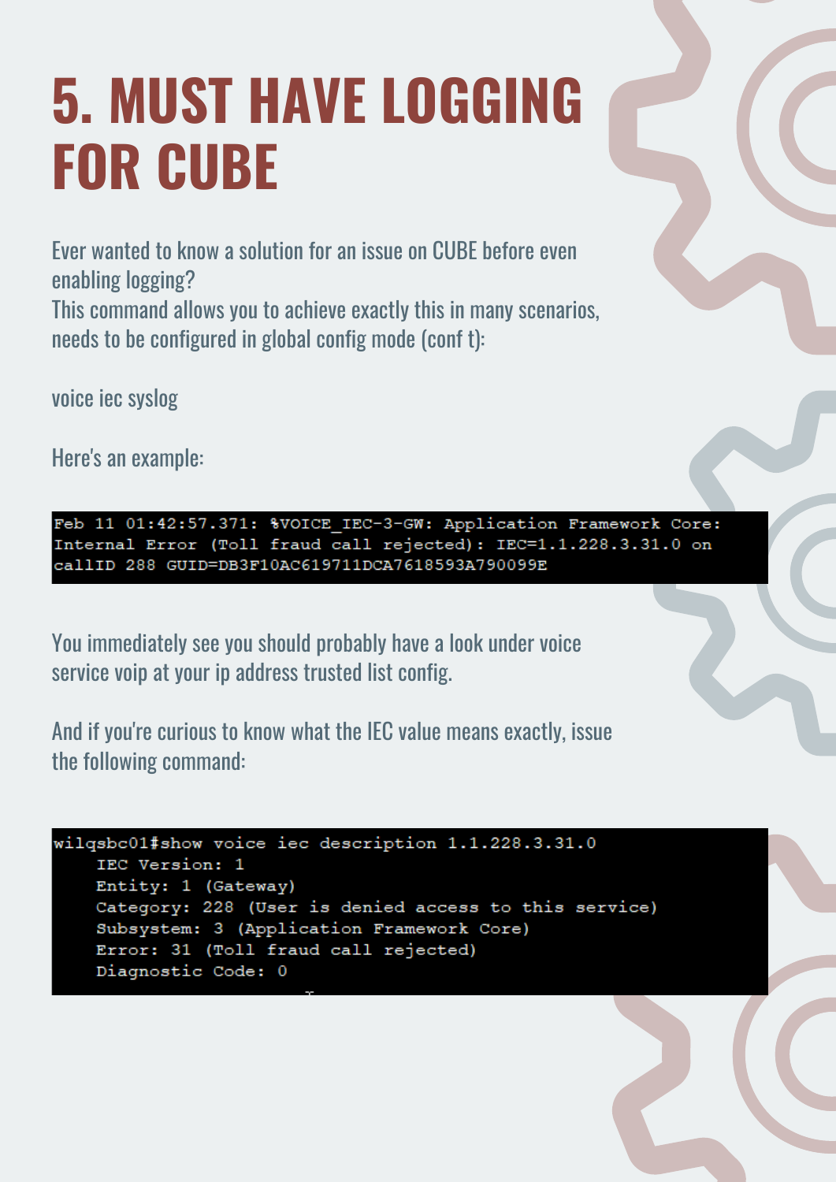# 5. MUST HAVE LOGGING FOR CUBE

Ever wanted to know a solution for an issue on CUBE before even enabling logging?
This command allows you to achieve exactly this in many scenarios, needs to be configured in global config mode (conf t):

voice iec syslog

Here's an example:

```
Feb 11 01:42:57.371: %VOICE_IEC-3-GW: Application Framework Core:
Internal Error (Toll fraud call rejected): IEC=1.1.228.3.31.0 on
callID 288 GUID=DB3F10AC619711DCA7618593A790099E
```

You immediately see you should probably have a look under voice service voip at your ip address trusted list config.

And if you're curious to know what the IEC value means exactly, issue the following command:

```
wilqsbc01#show voice iec description 1.1.228.3.31.0
    IEC Version: 1
    Entity: 1 (Gateway)
    Category: 228 (User is denied access to this service)
    Subsystem: 3 (Application Framework Core)
    Error: 31 (Toll fraud call rejected)
    Diagnostic Code: 0
```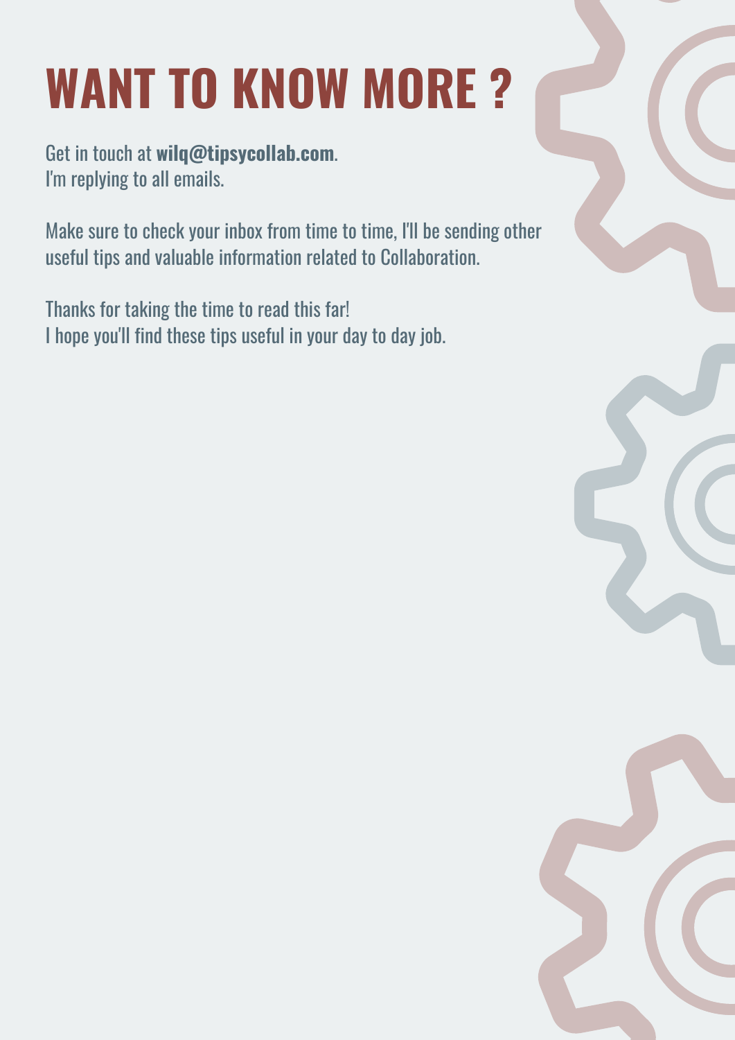# WANT TO KNOW MORE ?

Get in touch at **wilq@tipsycollab.com**.
I'm replying to all emails.

Make sure to check your inbox from time to time, I'll be sending other useful tips and valuable information related to Collaboration.

Thanks for taking the time to read this far!
I hope you'll find these tips useful in your day to day job.